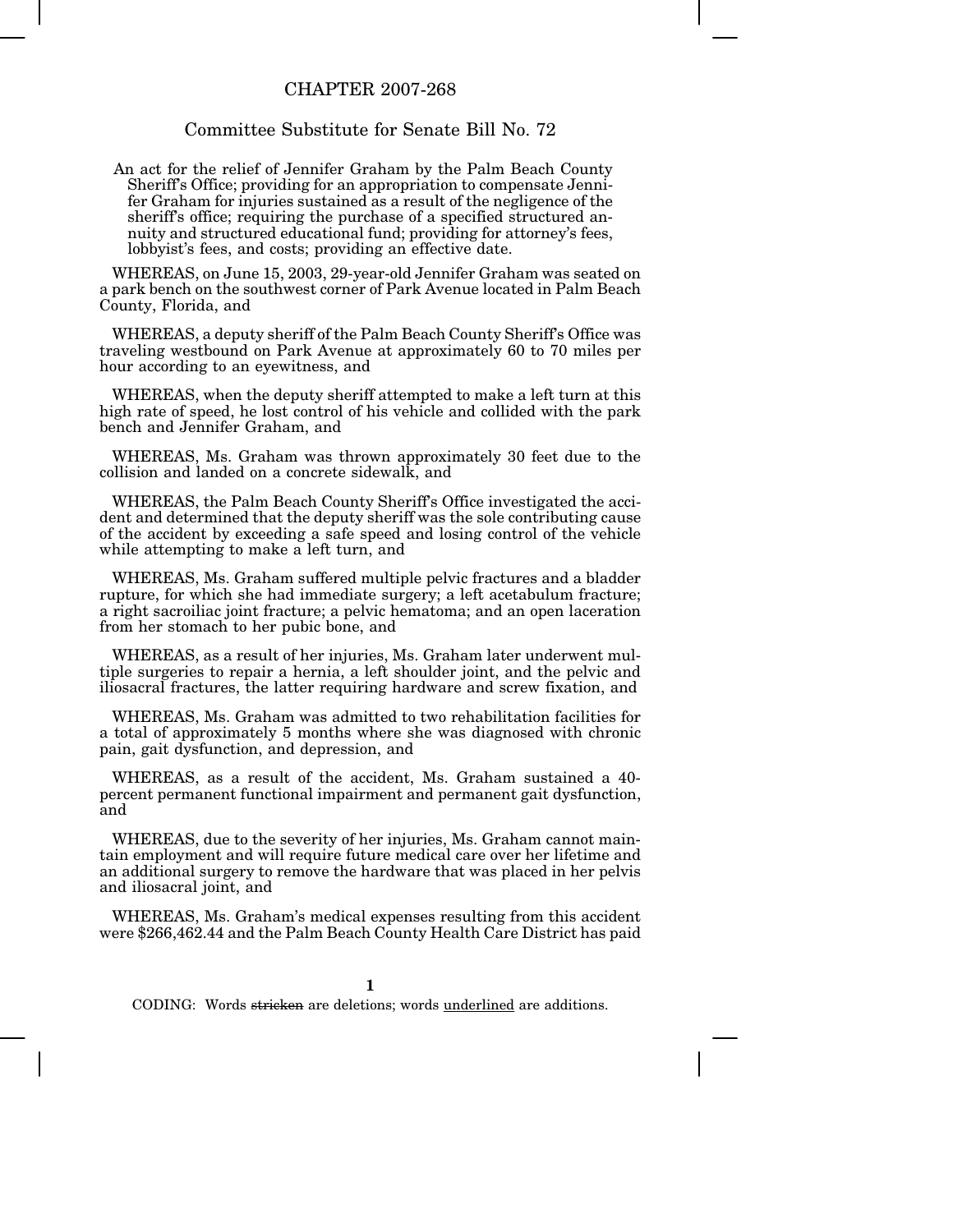# CHAPTER 2007-268

## Committee Substitute for Senate Bill No. 72

An act for the relief of Jennifer Graham by the Palm Beach County Sheriff's Office; providing for an appropriation to compensate Jennifer Graham for injuries sustained as a result of the negligence of the sheriff's office; requiring the purchase of a specified structured annuity and structured educational fund; providing for attorney's fees, lobbyist's fees, and costs; providing an effective date.

WHEREAS, on June 15, 2003, 29-year-old Jennifer Graham was seated on a park bench on the southwest corner of Park Avenue located in Palm Beach County, Florida, and

WHEREAS, a deputy sheriff of the Palm Beach County Sheriff's Office was traveling westbound on Park Avenue at approximately 60 to 70 miles per hour according to an eyewitness, and

WHEREAS, when the deputy sheriff attempted to make a left turn at this high rate of speed, he lost control of his vehicle and collided with the park bench and Jennifer Graham, and

WHEREAS, Ms. Graham was thrown approximately 30 feet due to the collision and landed on a concrete sidewalk, and

WHEREAS, the Palm Beach County Sheriff's Office investigated the accident and determined that the deputy sheriff was the sole contributing cause of the accident by exceeding a safe speed and losing control of the vehicle while attempting to make a left turn, and

WHEREAS, Ms. Graham suffered multiple pelvic fractures and a bladder rupture, for which she had immediate surgery; a left acetabulum fracture; a right sacroiliac joint fracture; a pelvic hematoma; and an open laceration from her stomach to her pubic bone, and

WHEREAS, as a result of her injuries, Ms. Graham later underwent multiple surgeries to repair a hernia, a left shoulder joint, and the pelvic and iliosacral fractures, the latter requiring hardware and screw fixation, and

WHEREAS, Ms. Graham was admitted to two rehabilitation facilities for a total of approximately 5 months where she was diagnosed with chronic pain, gait dysfunction, and depression, and

WHEREAS, as a result of the accident, Ms. Graham sustained a 40-percent permanent functional impairment and permanent gait dysfunction, and

WHEREAS, due to the severity of her injuries, Ms. Graham cannot maintain employment and will require future medical care over her lifetime and an additional surgery to remove the hardware that was placed in her pelvis and iliosacral joint, and

WHEREAS, Ms. Graham's medical expenses resulting from this accident were $266,462.44 and the Palm Beach County Health Care District has paid

CODING: Words ~~stricken~~ are deletions; words underlined are additions.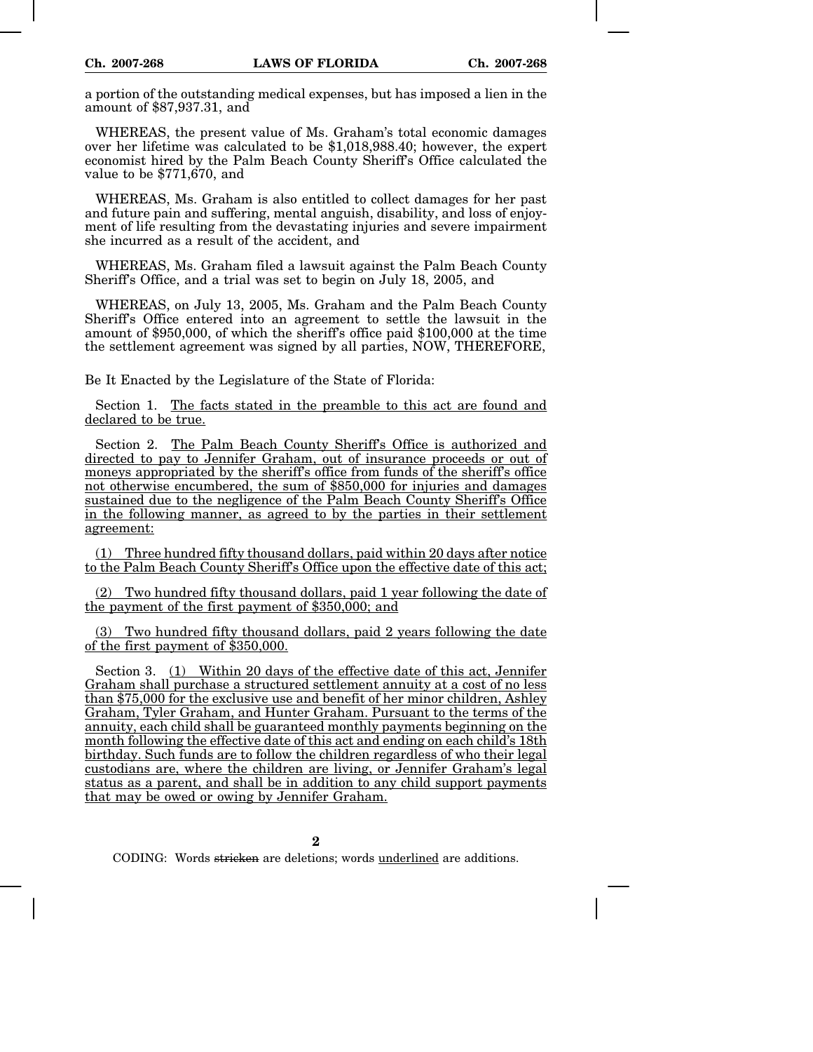a portion of the outstanding medical expenses, but has imposed a lien in the amount of $87,937.31, and

WHEREAS, the present value of Ms. Graham's total economic damages over her lifetime was calculated to be $1,018,988.40; however, the expert economist hired by the Palm Beach County Sheriff's Office calculated the value to be $771,670, and

WHEREAS, Ms. Graham is also entitled to collect damages for her past and future pain and suffering, mental anguish, disability, and loss of enjoyment of life resulting from the devastating injuries and severe impairment she incurred as a result of the accident, and

WHEREAS, Ms. Graham filed a lawsuit against the Palm Beach County Sheriff's Office, and a trial was set to begin on July 18, 2005, and

WHEREAS, on July 13, 2005, Ms. Graham and the Palm Beach County Sheriff's Office entered into an agreement to settle the lawsuit in the amount of $950,000, of which the sheriff's office paid $100,000 at the time the settlement agreement was signed by all parties, NOW, THEREFORE,

Be It Enacted by the Legislature of the State of Florida:

Section 1. The facts stated in the preamble to this act are found and declared to be true.

Section 2. The Palm Beach County Sheriff's Office is authorized and directed to pay to Jennifer Graham, out of insurance proceeds or out of moneys appropriated by the sheriff's office from funds of the sheriff's office not otherwise encumbered, the sum of $850,000 for injuries and damages sustained due to the negligence of the Palm Beach County Sheriff's Office in the following manner, as agreed to by the parties in their settlement agreement:

(1) Three hundred fifty thousand dollars, paid within 20 days after notice to the Palm Beach County Sheriff's Office upon the effective date of this act;

(2) Two hundred fifty thousand dollars, paid 1 year following the date of the payment of the first payment of $350,000; and

(3) Two hundred fifty thousand dollars, paid 2 years following the date of the first payment of $350,000.

Section 3. (1) Within 20 days of the effective date of this act, Jennifer Graham shall purchase a structured settlement annuity at a cost of no less than $75,000 for the exclusive use and benefit of her minor children, Ashley Graham, Tyler Graham, and Hunter Graham. Pursuant to the terms of the annuity, each child shall be guaranteed monthly payments beginning on the month following the effective date of this act and ending on each child's 18th birthday. Such funds are to follow the children regardless of who their legal custodians are, where the children are living, or Jennifer Graham's legal status as a parent, and shall be in addition to any child support payments that may be owed or owing by Jennifer Graham.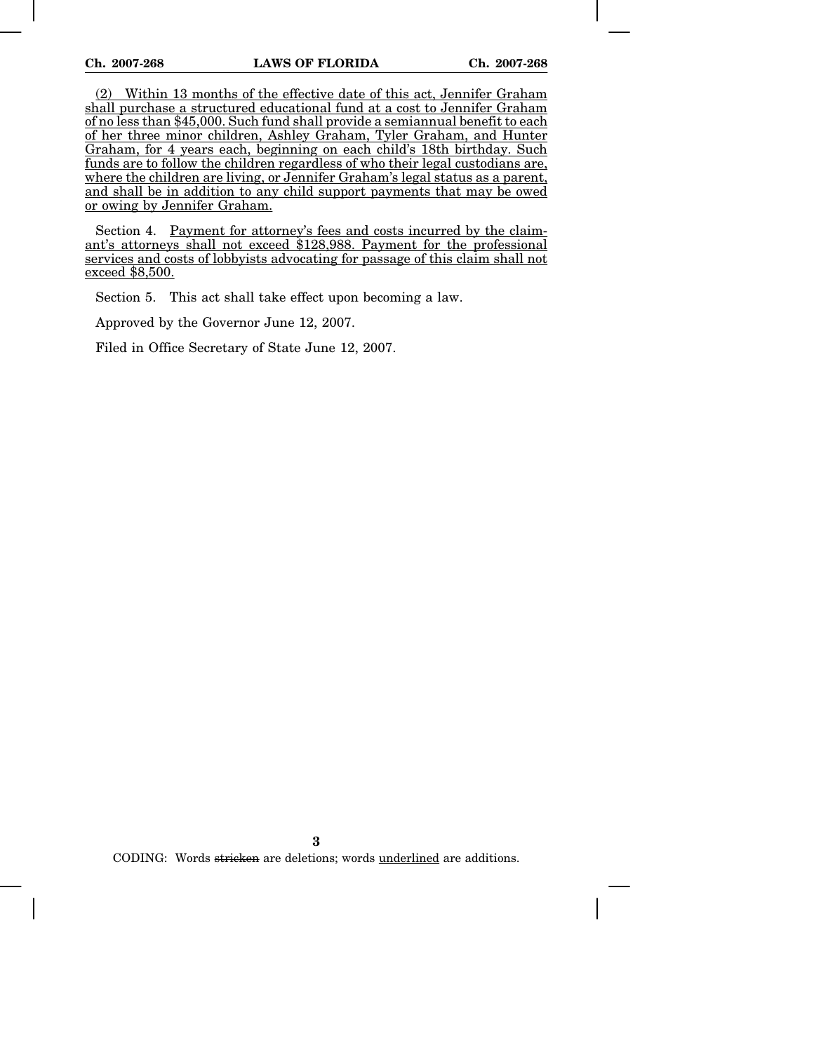(2) Within 13 months of the effective date of this act, Jennifer Graham shall purchase a structured educational fund at a cost to Jennifer Graham of no less than $45,000. Such fund shall provide a semiannual benefit to each of her three minor children, Ashley Graham, Tyler Graham, and Hunter Graham, for 4 years each, beginning on each child's 18th birthday. Such funds are to follow the children regardless of who their legal custodians are, where the children are living, or Jennifer Graham's legal status as a parent, and shall be in addition to any child support payments that may be owed or owing by Jennifer Graham.

Section 4. Payment for attorney's fees and costs incurred by the claimant's attorneys shall not exceed $128,988. Payment for the professional services and costs of lobbyists advocating for passage of this claim shall not exceed $8,500.

Section 5. This act shall take effect upon becoming a law.

Approved by the Governor June 12, 2007.

Filed in Office Secretary of State June 12, 2007.

CODING: Words ~~stricken~~ are deletions; words underlined are additions.